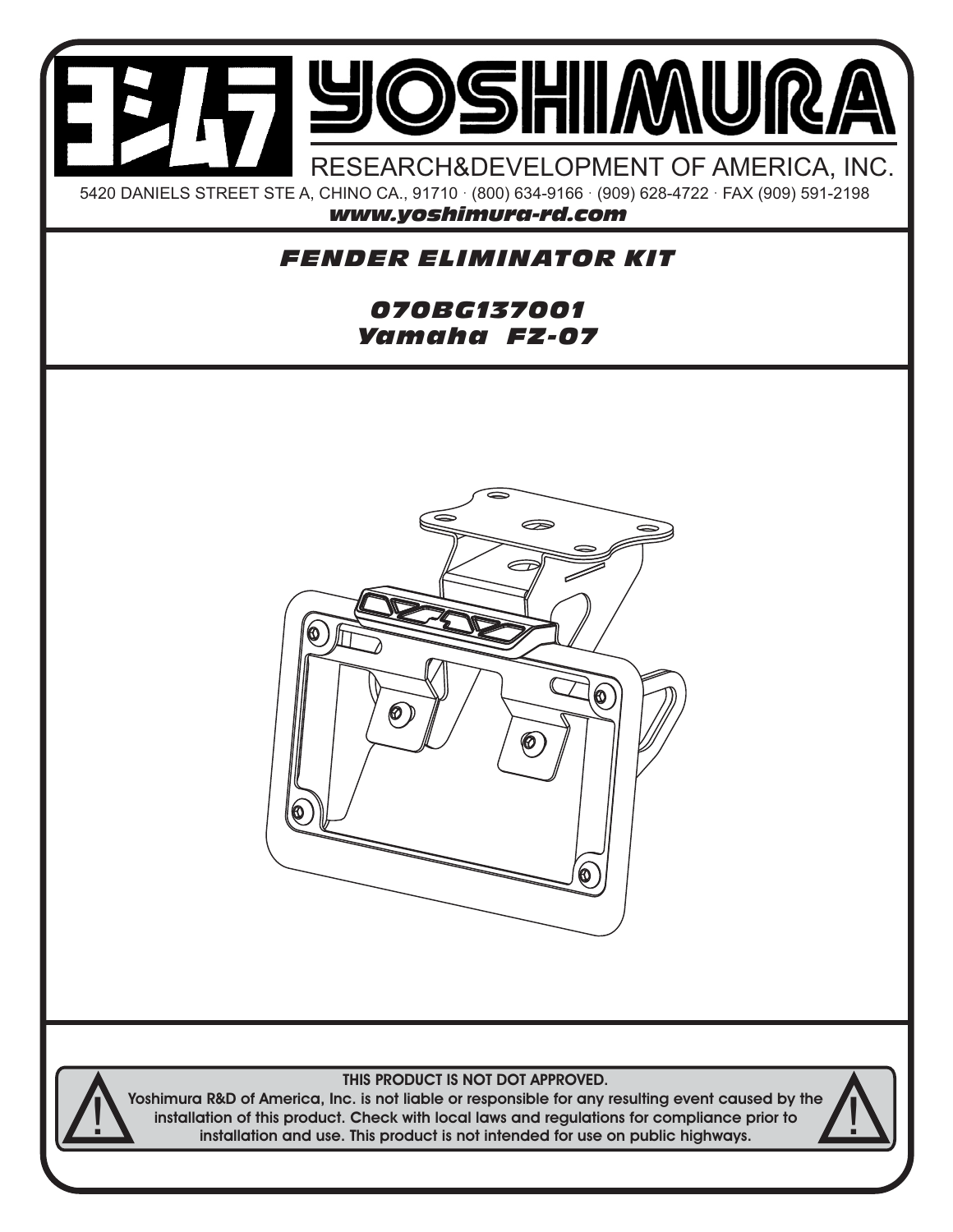# YOSHIMURA

RESEARCH&DEVELOPMENT OF AMERICA, INC.

5420 DANIELS STREET STE A, CHINO CA., 91710 · (800) 634-9166 · (909) 628-4722 · FAX (909) 591-2198

***www.yoshimura-rd.com***

## *FENDER ELIMINATOR KIT*

### *070BG137001*
### *Yamaha FZ-07*

**THIS PRODUCT IS NOT DOT APPROVED.**

**Yoshimura R&D of America, Inc. is not liable or responsible for any resulting event caused by the installation of this product. Check with local laws and regulations for compliance prior to installation and use. This product is not intended for use on public highways.**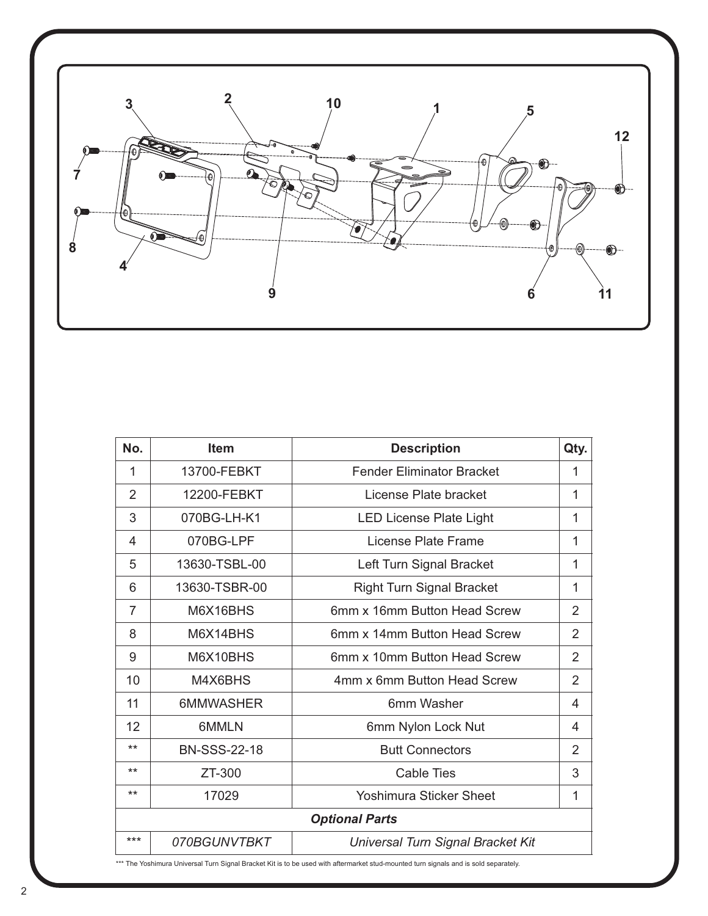| No. | Item | Description | Qty. |
|---|---|---|---|
| 1 | 13700-FEBKT | Fender Eliminator Bracket | 1 |
| 2 | 12200-FEBKT | License Plate bracket | 1 |
| 3 | 070BG-LH-K1 | LED License Plate Light | 1 |
| 4 | 070BG-LPF | License Plate Frame | 1 |
| 5 | 13630-TSBL-00 | Left Turn Signal Bracket | 1 |
| 6 | 13630-TSBR-00 | Right Turn Signal Bracket | 1 |
| 7 | M6X16BHS | 6mm x 16mm Button Head Screw | 2 |
| 8 | M6X14BHS | 6mm x 14mm Button Head Screw | 2 |
| 9 | M6X10BHS | 6mm x 10mm Button Head Screw | 2 |
| 10 | M4X6BHS | 4mm x 6mm Button Head Screw | 2 |
| 11 | 6MMWASHER | 6mm Washer | 4 |
| 12 | 6MMLN | 6mm Nylon Lock Nut | 4 |
| ** | BN-SSS-22-18 | Butt Connectors | 2 |
| ** | ZT-300 | Cable Ties | 3 |
| ** | 17029 | Yoshimura Sticker Sheet | 1 |
| ***Optional Parts*** | | | |
| *** | *070BGUNVTBKT* | *Universal Turn Signal Bracket Kit* | |

*** The Yoshimura Universal Turn Signal Bracket Kit is to be used with aftermarket stud-mounted turn signals and is sold separately.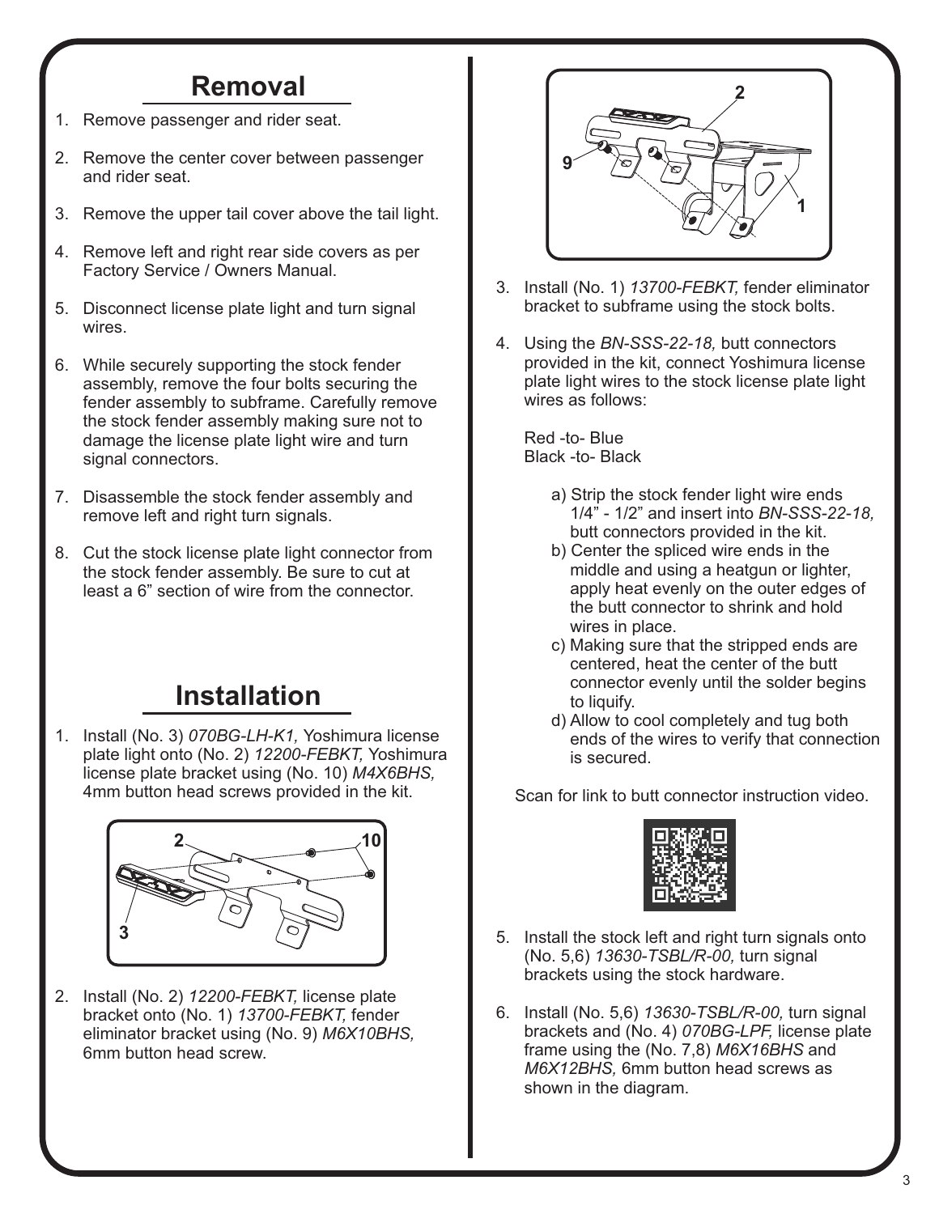## Removal

1. Remove passenger and rider seat.
2. Remove the center cover between passenger and rider seat.
3. Remove the upper tail cover above the tail light.
4. Remove left and right rear side covers as per Factory Service / Owners Manual.
5. Disconnect license plate light and turn signal wires.
6. While securely supporting the stock fender assembly, remove the four bolts securing the fender assembly to subframe. Carefully remove the stock fender assembly making sure not to damage the license plate light wire and turn signal connectors.
7. Disassemble the stock fender assembly and remove left and right turn signals.
8. Cut the stock license plate light connector from the stock fender assembly. Be sure to cut at least a 6" section of wire from the connector.

## Installation

1. Install (No. 3) *070BG-LH-K1,* Yoshimura license plate light onto (No. 2) *12200-FEBKT,* Yoshimura license plate bracket using (No. 10) *M4X6BHS,* 4mm button head screws provided in the kit.
2. Install (No. 2) *12200-FEBKT,* license plate bracket onto (No. 1) *13700-FEBKT,* fender eliminator bracket using (No. 9) *M6X10BHS,* 6mm button head screw.
3. Install (No. 1) *13700-FEBKT,* fender eliminator bracket to subframe using the stock bolts.
4. Using the *BN-SSS-22-18,* butt connectors provided in the kit, connect Yoshimura license plate light wires to the stock license plate light wires as follows:

   Red -to- Blue
   Black -to- Black

   a) Strip the stock fender light wire ends 1/4" - 1/2" and insert into *BN-SSS-22-18,* butt connectors provided in the kit.
   b) Center the spliced wire ends in the middle and using a heatgun or lighter, apply heat evenly on the outer edges of the butt connector to shrink and hold wires in place.
   c) Making sure that the stripped ends are centered, heat the center of the butt connector evenly until the solder begins to liquify.
   d) Allow to cool completely and tug both ends of the wires to verify that connection is secured.

   Scan for link to butt connector instruction video.

5. Install the stock left and right turn signals onto (No. 5,6) *13630-TSBL/R-00,* turn signal brackets using the stock hardware.
6. Install (No. 5,6) *13630-TSBL/R-00,* turn signal brackets and (No. 4) *070BG-LPF,* license plate frame using the (No. 7,8) *M6X16BHS* and *M6X12BHS,* 6mm button head screws as shown in the diagram.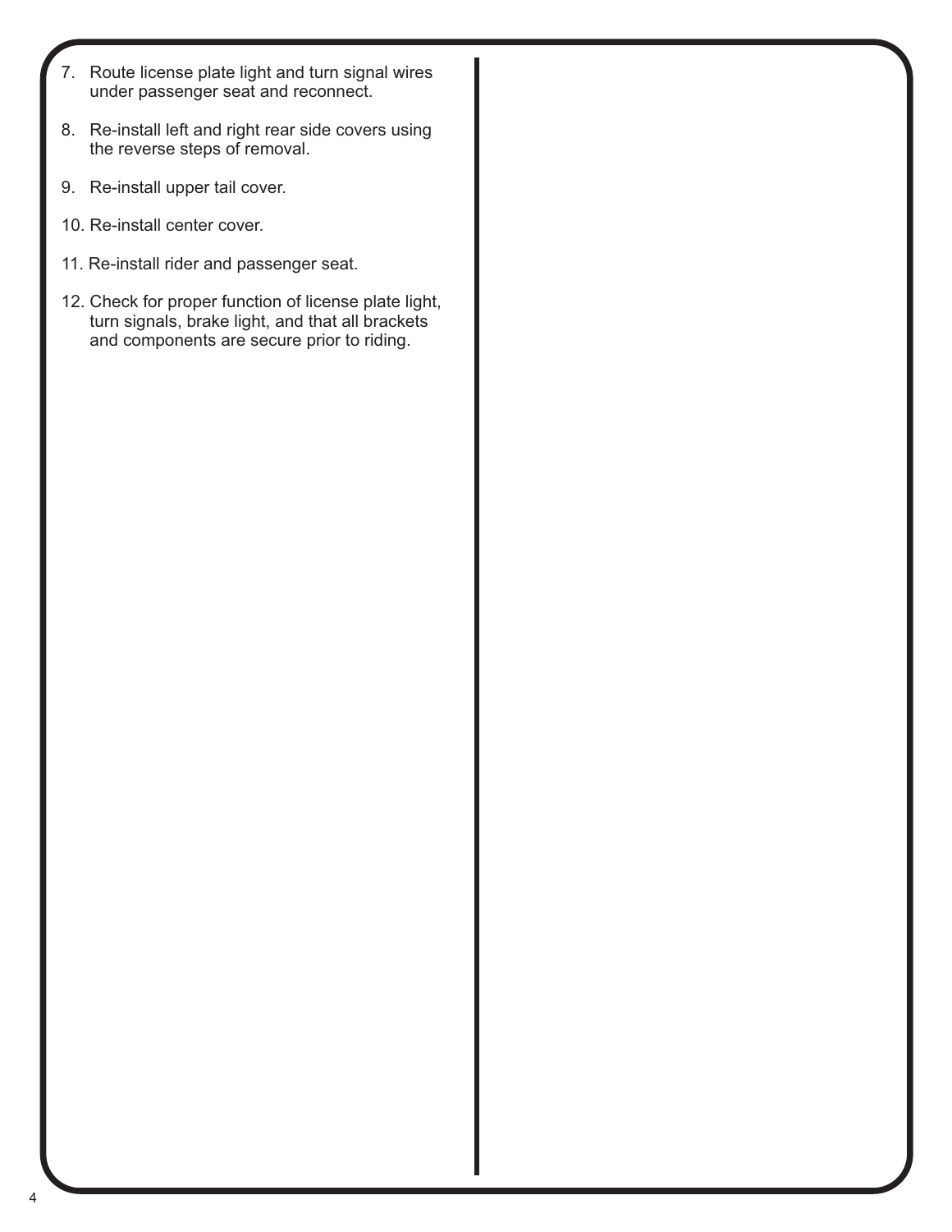7. Route license plate light and turn signal wires under passenger seat and reconnect.
8. Re-install left and right rear side covers using the reverse steps of removal.
9. Re-install upper tail cover.
10. Re-install center cover.
11. Re-install rider and passenger seat.
12. Check for proper function of license plate light, turn signals, brake light, and that all brackets and components are secure prior to riding.